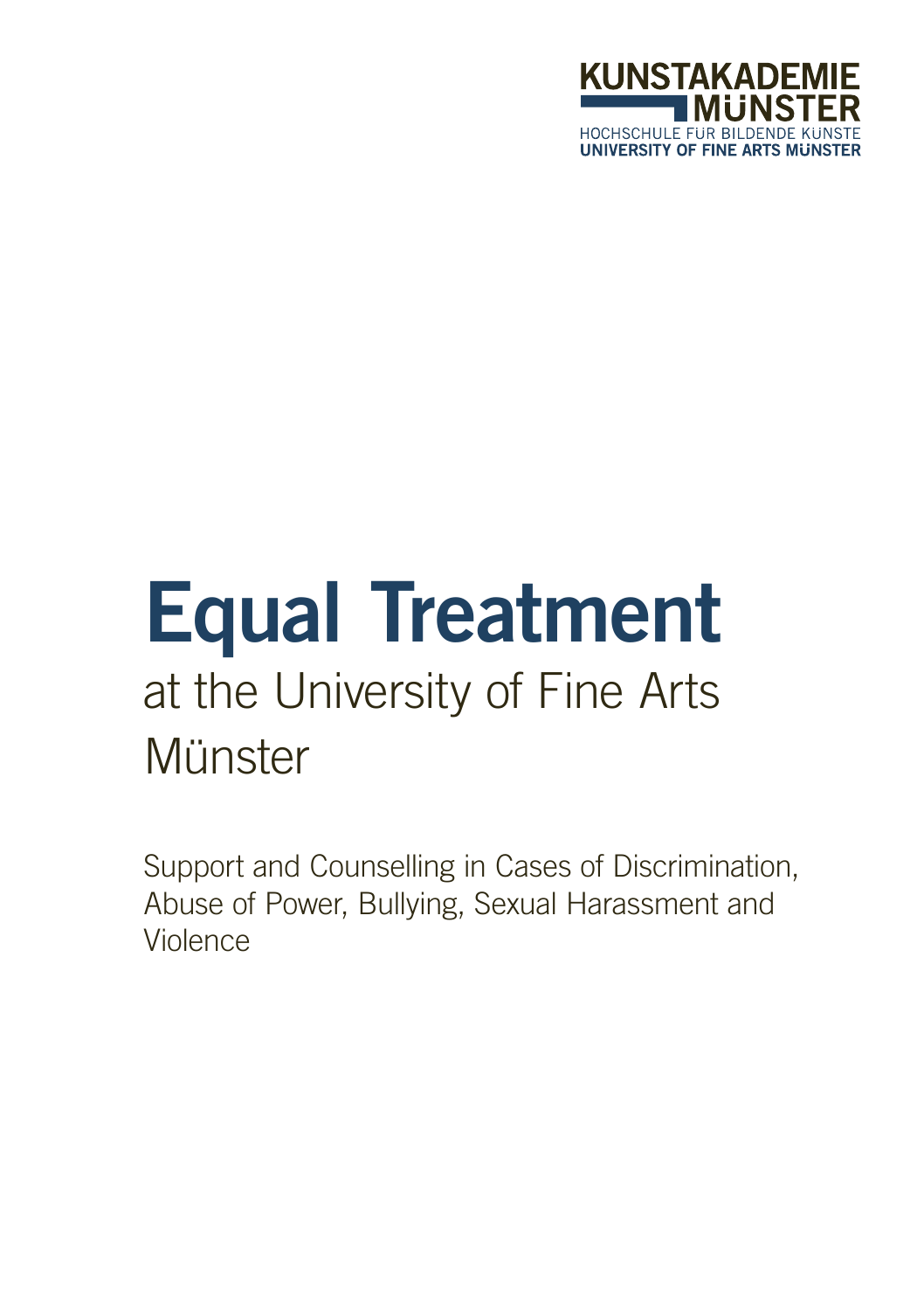KUNSTAKADEMIE MÜNSTER
HOCHSCHULE FÜR BILDENDE KÜNSTE
UNIVERSITY OF FINE ARTS MÜNSTER

# Equal Treatment

## at the University of Fine Arts Münster

Support and Counselling in Cases of Discrimination, Abuse of Power, Bullying, Sexual Harassment and Violence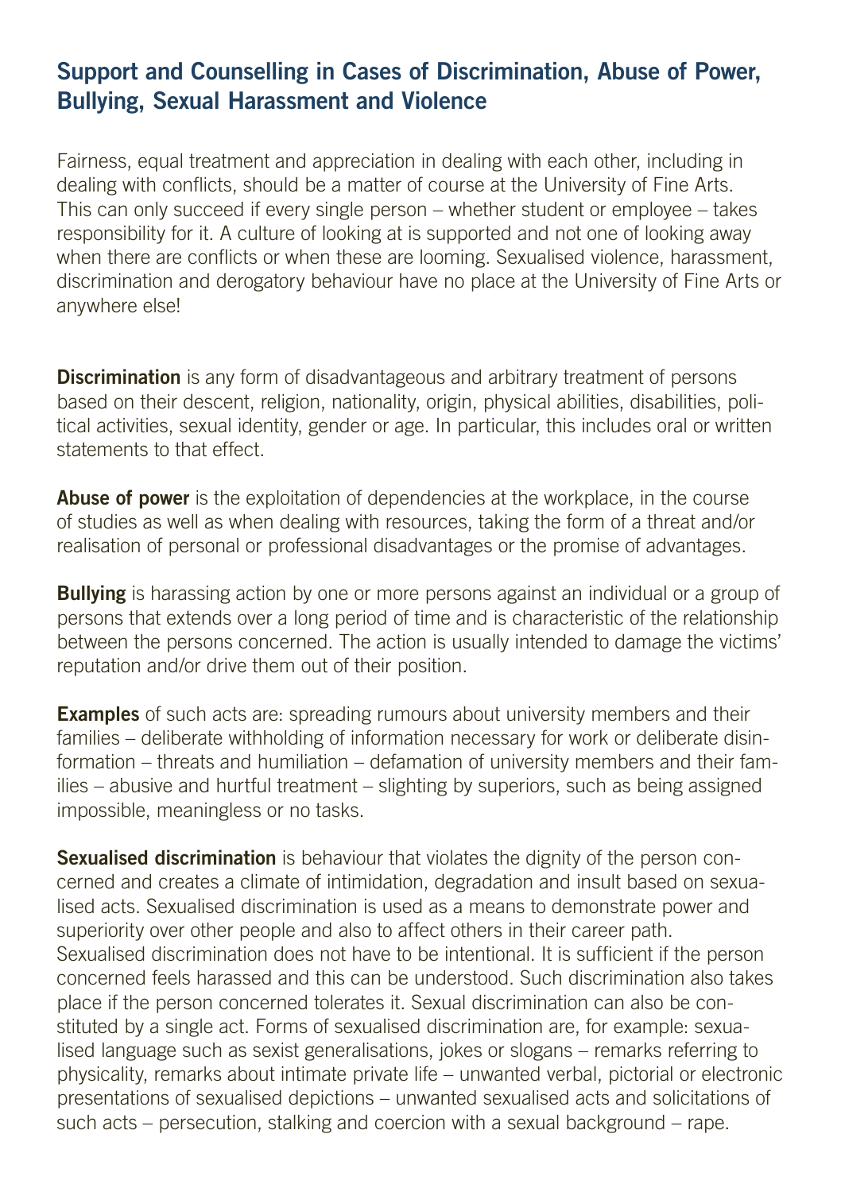## Support and Counselling in Cases of Discrimination, Abuse of Power, Bullying, Sexual Harassment and Violence

Fairness, equal treatment and appreciation in dealing with each other, including in dealing with conflicts, should be a matter of course at the University of Fine Arts. This can only succeed if every single person – whether student or employee – takes responsibility for it. A culture of looking at is supported and not one of looking away when there are conflicts or when these are looming. Sexualised violence, harassment, discrimination and derogatory behaviour have no place at the University of Fine Arts or anywhere else!

**Discrimination** is any form of disadvantageous and arbitrary treatment of persons based on their descent, religion, nationality, origin, physical abilities, disabilities, political activities, sexual identity, gender or age. In particular, this includes oral or written statements to that effect.

**Abuse of power** is the exploitation of dependencies at the workplace, in the course of studies as well as when dealing with resources, taking the form of a threat and/or realisation of personal or professional disadvantages or the promise of advantages.

**Bullying** is harassing action by one or more persons against an individual or a group of persons that extends over a long period of time and is characteristic of the relationship between the persons concerned. The action is usually intended to damage the victims' reputation and/or drive them out of their position.

**Examples** of such acts are: spreading rumours about university members and their families – deliberate withholding of information necessary for work or deliberate disinformation – threats and humiliation – defamation of university members and their families – abusive and hurtful treatment – slighting by superiors, such as being assigned impossible, meaningless or no tasks.

**Sexualised discrimination** is behaviour that violates the dignity of the person concerned and creates a climate of intimidation, degradation and insult based on sexualised acts. Sexualised discrimination is used as a means to demonstrate power and superiority over other people and also to affect others in their career path. Sexualised discrimination does not have to be intentional. It is sufficient if the person concerned feels harassed and this can be understood. Such discrimination also takes place if the person concerned tolerates it. Sexual discrimination can also be constituted by a single act. Forms of sexualised discrimination are, for example: sexualised language such as sexist generalisations, jokes or slogans – remarks referring to physicality, remarks about intimate private life – unwanted verbal, pictorial or electronic presentations of sexualised depictions – unwanted sexualised acts and solicitations of such acts – persecution, stalking and coercion with a sexual background – rape.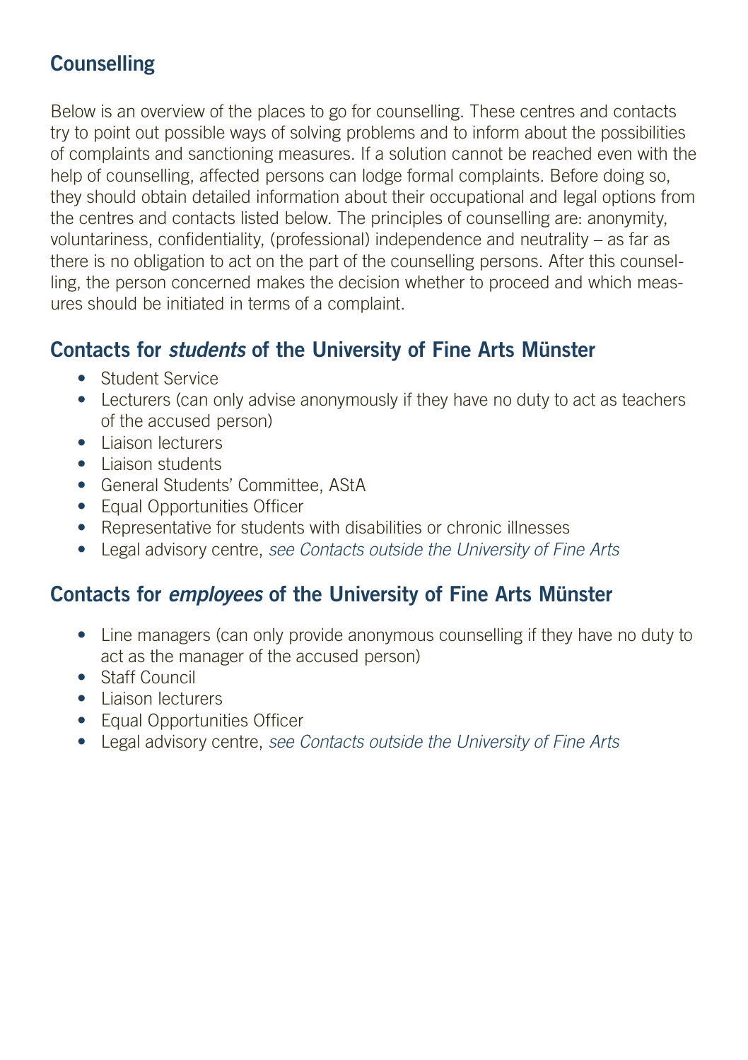## Counselling

Below is an overview of the places to go for counselling. These centres and contacts try to point out possible ways of solving problems and to inform about the possibilities of complaints and sanctioning measures. If a solution cannot be reached even with the help of counselling, affected persons can lodge formal complaints. Before doing so, they should obtain detailed information about their occupational and legal options from the centres and contacts listed below. The principles of counselling are: anonymity, voluntariness, confidentiality, (professional) independence and neutrality – as far as there is no obligation to act on the part of the counselling persons. After this counselling, the person concerned makes the decision whether to proceed and which measures should be initiated in terms of a complaint.

### Contacts for *students* of the University of Fine Arts Münster

- Student Service
- Lecturers (can only advise anonymously if they have no duty to act as teachers of the accused person)
- Liaison lecturers
- Liaison students
- General Students' Committee, AStA
- Equal Opportunities Officer
- Representative for students with disabilities or chronic illnesses
- Legal advisory centre, *see Contacts outside the University of Fine Arts*

### Contacts for *employees* of the University of Fine Arts Münster

- Line managers (can only provide anonymous counselling if they have no duty to act as the manager of the accused person)
- Staff Council
- Liaison lecturers
- Equal Opportunities Officer
- Legal advisory centre, *see Contacts outside the University of Fine Arts*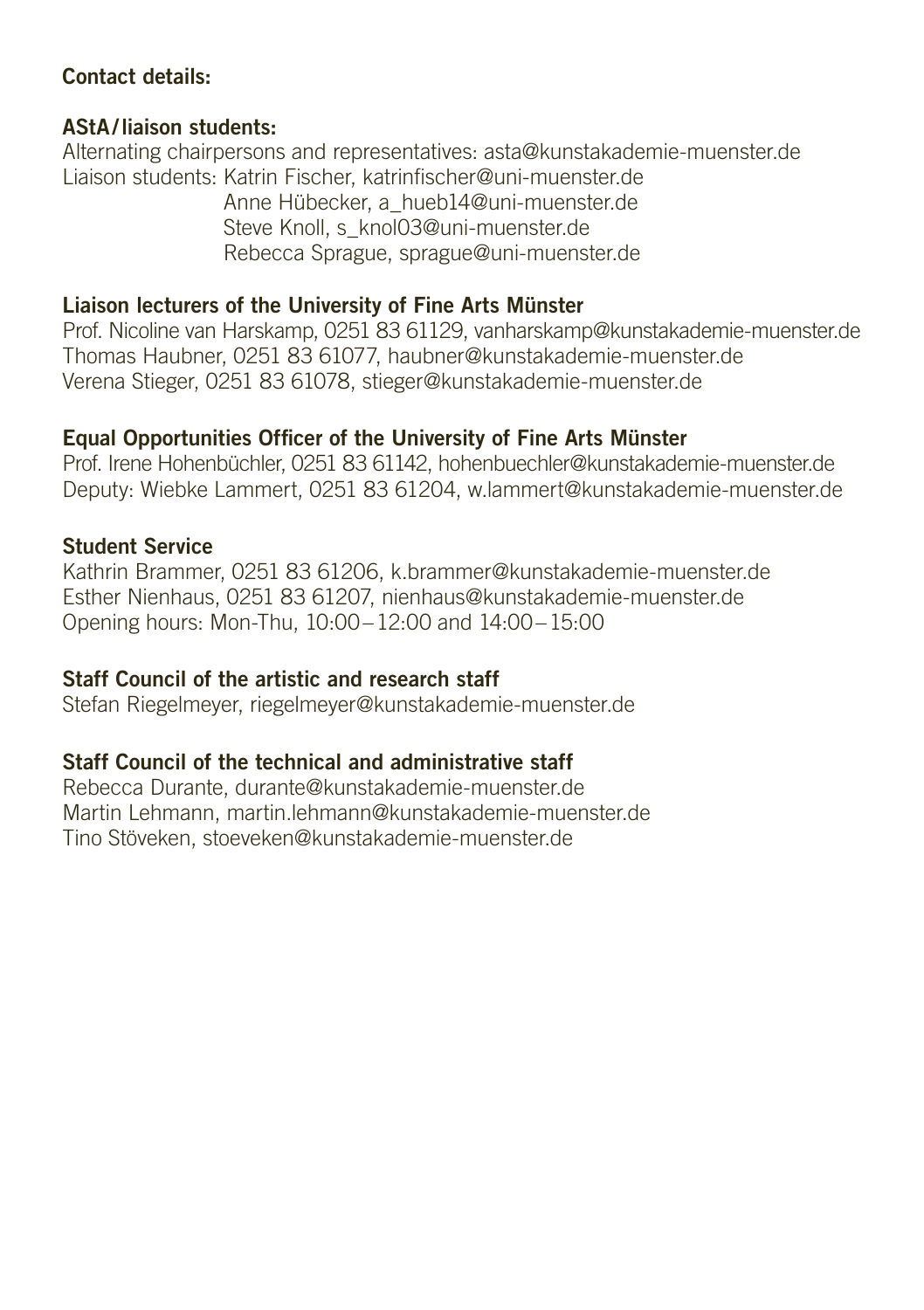**Contact details:**

**AStA/liaison students:**
Alternating chairpersons and representatives: asta@kunstakademie-muenster.de
Liaison students: Katrin Fischer, katrinfischer@uni-muenster.de
Anne Hübecker, a_hueb14@uni-muenster.de
Steve Knoll, s_knol03@uni-muenster.de
Rebecca Sprague, sprague@uni-muenster.de

**Liaison lecturers of the University of Fine Arts Münster**
Prof. Nicoline van Harskamp, 0251 83 61129, vanharskamp@kunstakademie-muenster.de
Thomas Haubner, 0251 83 61077, haubner@kunstakademie-muenster.de
Verena Stieger, 0251 83 61078, stieger@kunstakademie-muenster.de

**Equal Opportunities Officer of the University of Fine Arts Münster**
Prof. Irene Hohenbüchler, 0251 83 61142, hohenbuechler@kunstakademie-muenster.de
Deputy: Wiebke Lammert, 0251 83 61204, w.lammert@kunstakademie-muenster.de

**Student Service**
Kathrin Brammer, 0251 83 61206, k.brammer@kunstakademie-muenster.de
Esther Nienhaus, 0251 83 61207, nienhaus@kunstakademie-muenster.de
Opening hours: Mon-Thu, 10:00 – 12:00 and 14:00 – 15:00

**Staff Council of the artistic and research staff**
Stefan Riegelmeyer, riegelmeyer@kunstakademie-muenster.de

**Staff Council of the technical and administrative staff**
Rebecca Durante, durante@kunstakademie-muenster.de
Martin Lehmann, martin.lehmann@kunstakademie-muenster.de
Tino Stöveken, stoeveken@kunstakademie-muenster.de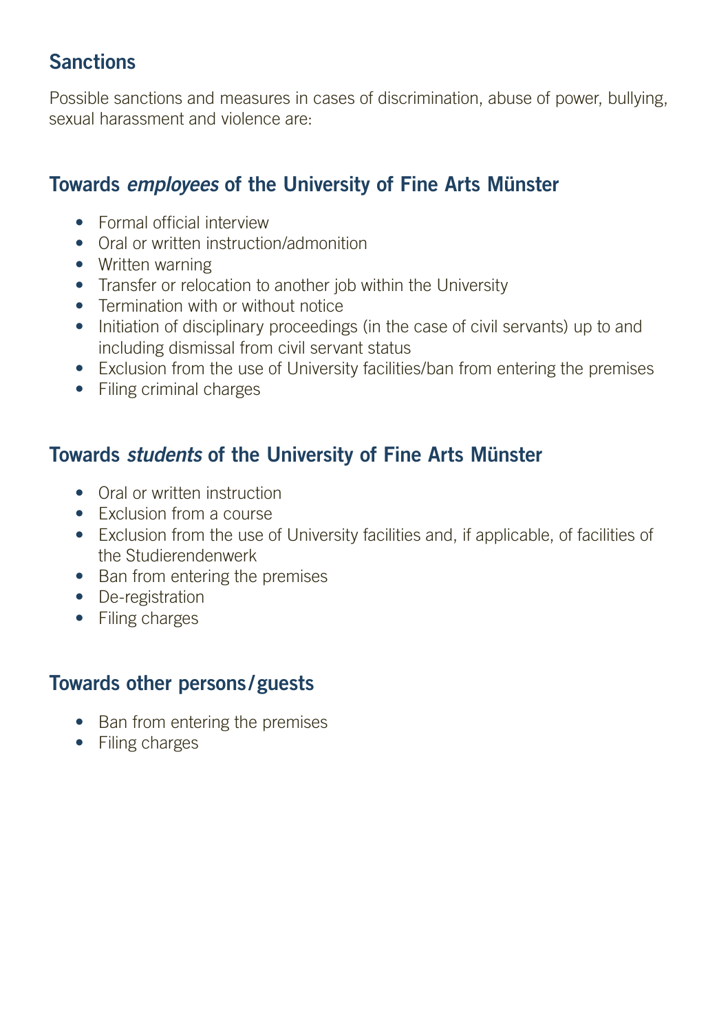## Sanctions

Possible sanctions and measures in cases of discrimination, abuse of power, bullying, sexual harassment and violence are:

### Towards *employees* of the University of Fine Arts Münster

- Formal official interview
- Oral or written instruction/admonition
- Written warning
- Transfer or relocation to another job within the University
- Termination with or without notice
- Initiation of disciplinary proceedings (in the case of civil servants) up to and including dismissal from civil servant status
- Exclusion from the use of University facilities/ban from entering the premises
- Filing criminal charges

### Towards *students* of the University of Fine Arts Münster

- Oral or written instruction
- Exclusion from a course
- Exclusion from the use of University facilities and, if applicable, of facilities of the Studierendenwerk
- Ban from entering the premises
- De-registration
- Filing charges

### Towards other persons/guests

- Ban from entering the premises
- Filing charges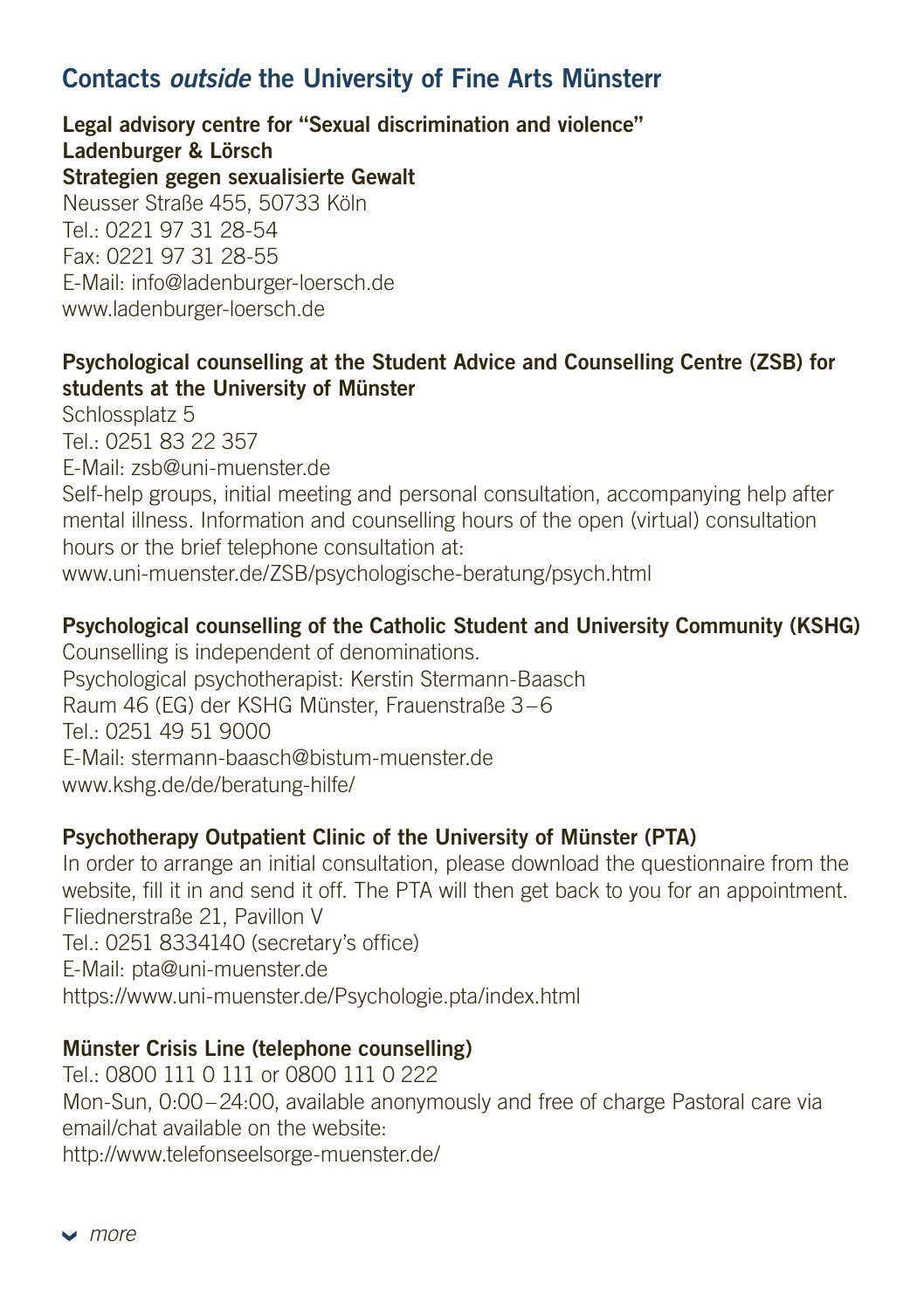## Contacts *outside* the University of Fine Arts Münsterr

**Legal advisory centre for "Sexual discrimination and violence"**
**Ladenburger & Lörsch**
**Strategien gegen sexualisierte Gewalt**
Neusser Straße 455, 50733 Köln
Tel.: 0221 97 31 28-54
Fax: 0221 97 31 28-55
E-Mail: info@ladenburger-loersch.de
www.ladenburger-loersch.de

**Psychological counselling at the Student Advice and Counselling Centre (ZSB) for students at the University of Münster**
Schlossplatz 5
Tel.: 0251 83 22 357
E-Mail: zsb@uni-muenster.de
Self-help groups, initial meeting and personal consultation, accompanying help after mental illness. Information and counselling hours of the open (virtual) consultation hours or the brief telephone consultation at:
www.uni-muenster.de/ZSB/psychologische-beratung/psych.html

**Psychological counselling of the Catholic Student and University Community (KSHG)**
Counselling is independent of denominations.
Psychological psychotherapist: Kerstin Stermann-Baasch
Raum 46 (EG) der KSHG Münster, Frauenstraße 3–6
Tel.: 0251 49 51 9000
E-Mail: stermann-baasch@bistum-muenster.de
www.kshg.de/de/beratung-hilfe/

**Psychotherapy Outpatient Clinic of the University of Münster (PTA)**
In order to arrange an initial consultation, please download the questionnaire from the website, fill it in and send it off. The PTA will then get back to you for an appointment.
Fliednerstraße 21, Pavillon V
Tel.: 0251 8334140 (secretary's office)
E-Mail: pta@uni-muenster.de
https://www.uni-muenster.de/Psychologie.pta/index.html

**Münster Crisis Line (telephone counselling)**
Tel.: 0800 111 0 111 or 0800 111 0 222
Mon-Sun, 0:00–24:00, available anonymously and free of charge Pastoral care via email/chat available on the website:
http://www.telefonseelsorge-muenster.de/

*more*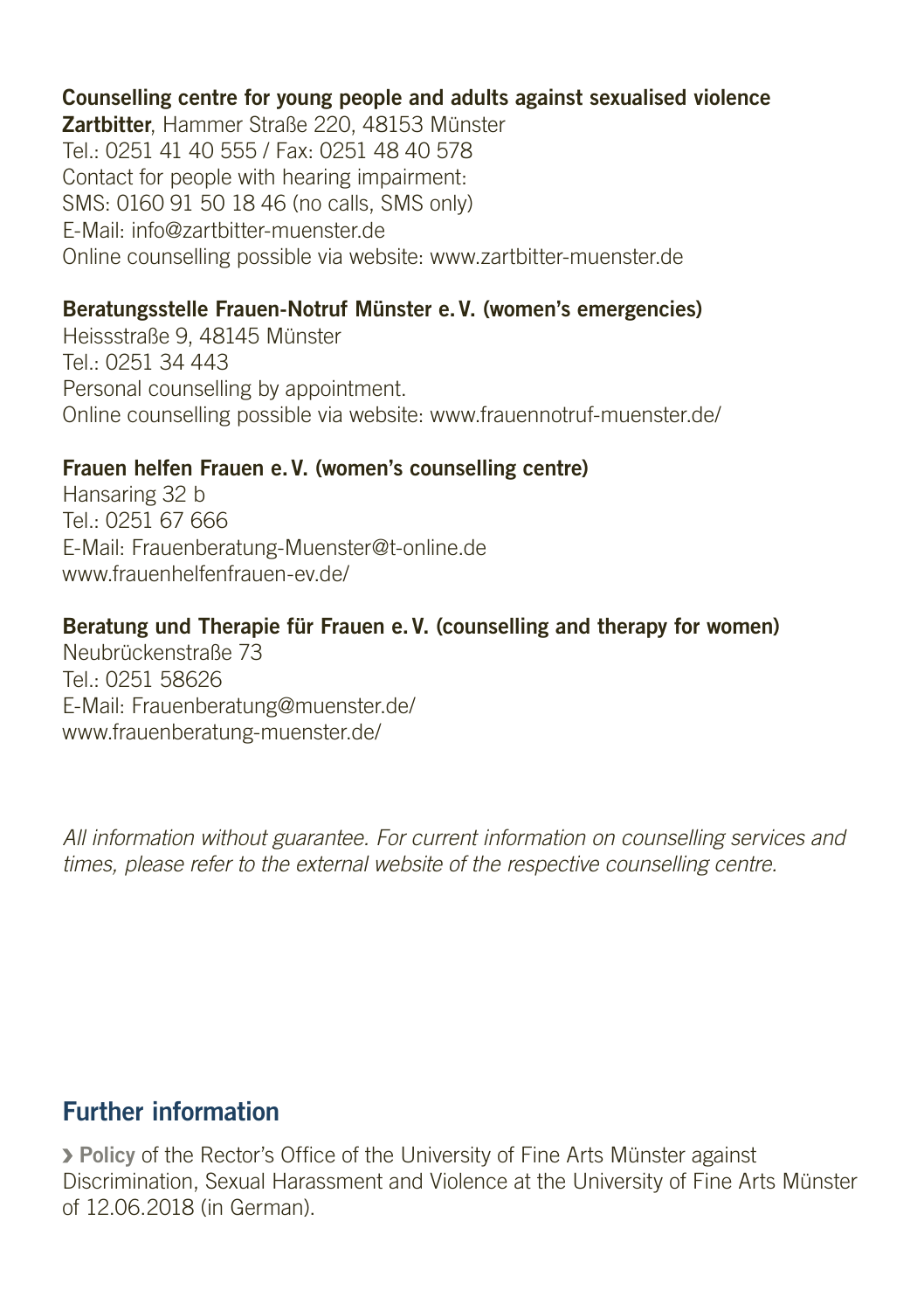**Counselling centre for young people and adults against sexualised violence**
**Zartbitter**, Hammer Straße 220, 48153 Münster
Tel.: 0251 41 40 555 / Fax: 0251 48 40 578
Contact for people with hearing impairment:
SMS: 0160 91 50 18 46 (no calls, SMS only)
E-Mail: info@zartbitter-muenster.de
Online counselling possible via website: www.zartbitter-muenster.de

**Beratungsstelle Frauen-Notruf Münster e. V. (women's emergencies)**
Heissstraße 9, 48145 Münster
Tel.: 0251 34 443
Personal counselling by appointment.
Online counselling possible via website: www.frauennotruf-muenster.de/

**Frauen helfen Frauen e. V. (women's counselling centre)**
Hansaring 32 b
Tel.: 0251 67 666
E-Mail: Frauenberatung-Muenster@t-online.de
www.frauenhelfenfrauen-ev.de/

**Beratung und Therapie für Frauen e. V. (counselling and therapy for women)**
Neubrückenstraße 73
Tel.: 0251 58626
E-Mail: Frauenberatung@muenster.de/
www.frauenberatung-muenster.de/

*All information without guarantee. For current information on counselling services and times, please refer to the external website of the respective counselling centre.*

## Further information

› **Policy** of the Rector's Office of the University of Fine Arts Münster against Discrimination, Sexual Harassment and Violence at the University of Fine Arts Münster of 12.06.2018 (in German).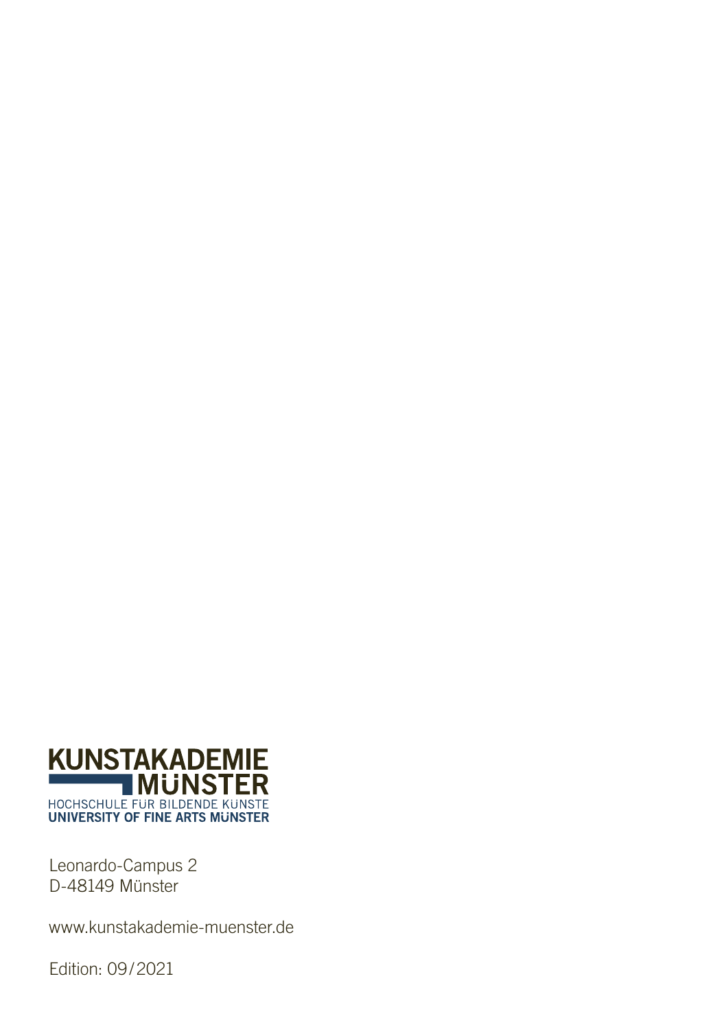KUNSTAKADEMIE
MÜNSTER
HOCHSCHULE FÜR BILDENDE KÜNSTE
UNIVERSITY OF FINE ARTS MÜNSTER

Leonardo-Campus 2
D-48149 Münster

www.kunstakademie-muenster.de

Edition: 09/2021